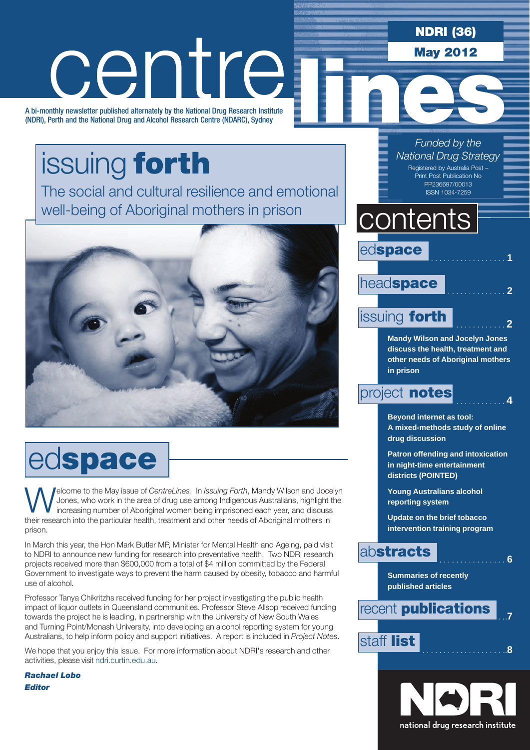# centre lines

**NDRI (36)**

**May 2012**

A bi-monthly newsletter published alternately by the National Drug Research Institute (NDRI), Perth and the National Drug and Alcohol Research Centre (NDARC), Sydney

*Funded by the National Drug Strategy*

Registered by Australia Post – Print Post Publication No PP236697/00013
ISSN 1034-7259

## issuing **forth**

The social and cultural resilience and emotional well-being of Aboriginal mothers in prison

## contents

ed**space** .................. 1

head**space** .............. 2

issuing **forth** ............ 2

**Mandy Wilson and Jocelyn Jones discuss the health, treatment and other needs of Aboriginal mothers in prison**

project **notes** ............ 4

**Beyond internet as tool: A mixed-methods study of online drug discussion**

**Patron offending and intoxication in night-time entertainment districts (POINTED)**

**Young Australians alcohol reporting system**

**Update on the brief tobacco intervention training program**

ab**stracts** ................ 6

**Summaries of recently published articles**

recent **publications** ...7

staff **list** .....................8

## ed**space**

Welcome to the May issue of *CentreLines*. In *Issuing Forth*, Mandy Wilson and Jocelyn Jones, who work in the area of drug use among Indigenous Australians, highlight the increasing number of Aboriginal women being imprisoned each year, and discuss their research into the particular health, treatment and other needs of Aboriginal mothers in prison.

In March this year, the Hon Mark Butler MP, Minister for Mental Health and Ageing, paid visit to NDRI to announce new funding for research into preventative health. Two NDRI research projects received more than $600,000 from a total of $4 million committed by the Federal Government to investigate ways to prevent the harm caused by obesity, tobacco and harmful use of alcohol.

Professor Tanya Chikritzhs received funding for her project investigating the public health impact of liquor outlets in Queensland communities. Professor Steve Allsop received funding towards the project he is leading, in partnership with the University of New South Wales and Turning Point/Monash University, into developing an alcohol reporting system for young Australians, to help inform policy and support initiatives. A report is included in *Project Notes*.

We hope that you enjoy this issue. For more information about NDRI's research and other activities, please visit ndri.curtin.edu.au.

***Rachael Lobo***
***Editor***

national drug research institute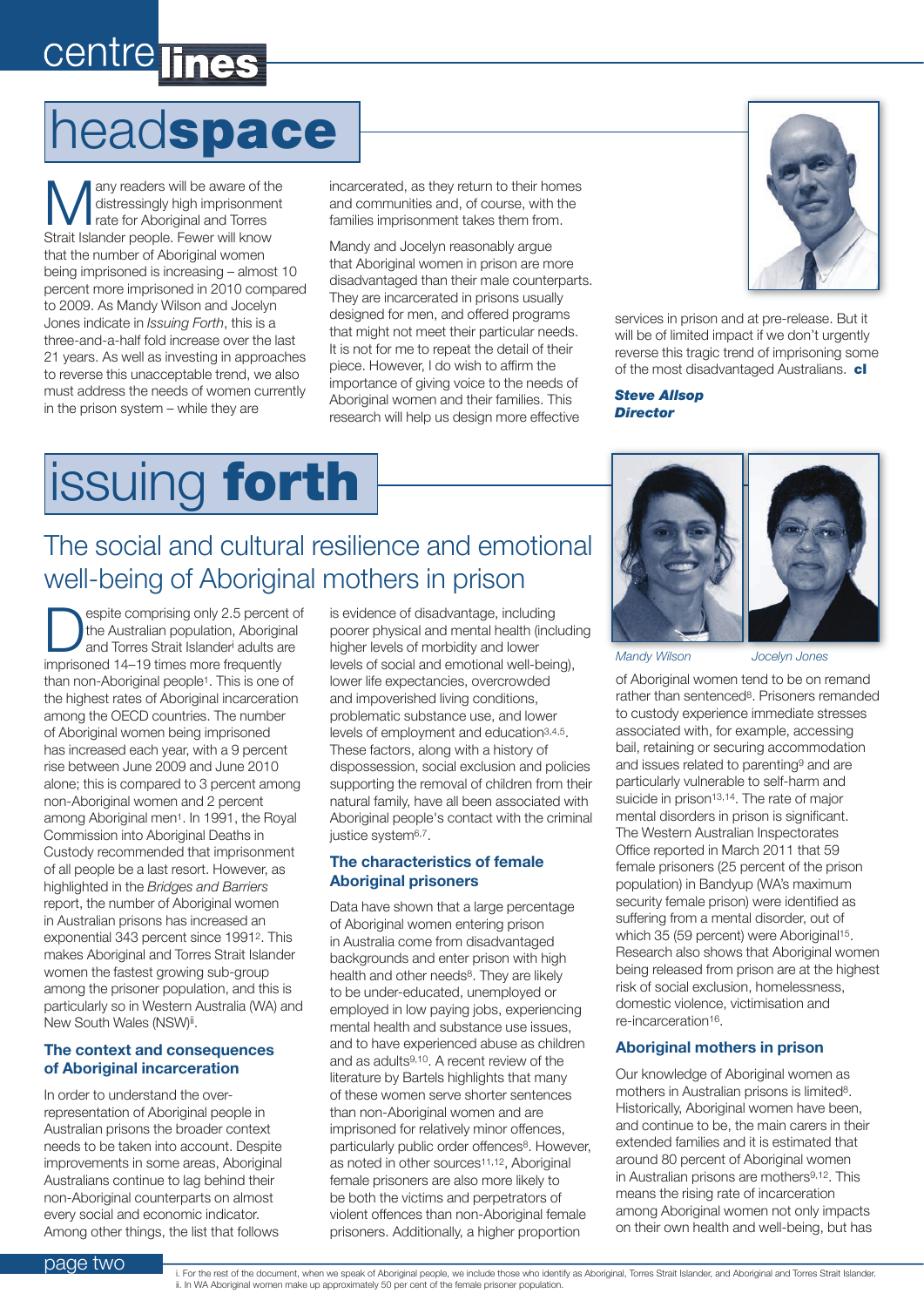# headspace

Many readers will be aware of the distressingly high imprisonment rate for Aboriginal and Torres Strait Islander people. Fewer will know that the number of Aboriginal women being imprisoned is increasing – almost 10 percent more imprisoned in 2010 compared to 2009. As Mandy Wilson and Jocelyn Jones indicate in *Issuing Forth*, this is a three-and-a-half fold increase over the last 21 years. As well as investing in approaches to reverse this unacceptable trend, we also must address the needs of women currently in the prison system – while they are incarcerated, as they return to their homes and communities and, of course, with the families imprisonment takes them from.

Mandy and Jocelyn reasonably argue that Aboriginal women in prison are more disadvantaged than their male counterparts. They are incarcerated in prisons usually designed for men, and offered programs that might not meet their particular needs. It is not for me to repeat the detail of their piece. However, I do wish to affirm the importance of giving voice to the needs of Aboriginal women and their families. This research will help us design more effective services in prison and at pre-release. But it will be of limited impact if we don't urgently reverse this tragic trend of imprisoning some of the most disadvantaged Australians. **cl**

***Steve Allsop***
***Director***

# issuing **forth**

## The social and cultural resilience and emotional well-being of Aboriginal mothers in prison

*Mandy Wilson* *Jocelyn Jones*

Despite comprising only 2.5 percent of the Australian population, Aboriginal and Torres Strait Islander[i] adults are imprisoned 14–19 times more frequently than non-Aboriginal people[1]. This is one of the highest rates of Aboriginal incarceration among the OECD countries. The number of Aboriginal women being imprisoned has increased each year, with a 9 percent rise between June 2009 and June 2010 alone; this is compared to 3 percent among non-Aboriginal women and 2 percent among Aboriginal men[1]. In 1991, the Royal Commission into Aboriginal Deaths in Custody recommended that imprisonment of all people be a last resort. However, as highlighted in the *Bridges and Barriers* report, the number of Aboriginal women in Australian prisons has increased an exponential 343 percent since 1991[2]. This makes Aboriginal and Torres Strait Islander women the fastest growing sub-group among the prisoner population, and this is particularly so in Western Australia (WA) and New South Wales (NSW)[ii].

### The context and consequences of Aboriginal incarceration

In order to understand the over-representation of Aboriginal people in Australian prisons the broader context needs to be taken into account. Despite improvements in some areas, Aboriginal Australians continue to lag behind their non-Aboriginal counterparts on almost every social and economic indicator. Among other things, the list that follows is evidence of disadvantage, including poorer physical and mental health (including higher levels of morbidity and lower levels of social and emotional well-being), lower life expectancies, overcrowded and impoverished living conditions, problematic substance use, and lower levels of employment and education[3,4,5]. These factors, along with a history of dispossession, social exclusion and policies supporting the removal of children from their natural family, have all been associated with Aboriginal people's contact with the criminal justice system[6,7].

### The characteristics of female Aboriginal prisoners

Data have shown that a large percentage of Aboriginal women entering prison in Australia come from disadvantaged backgrounds and enter prison with high health and other needs[8]. They are likely to be under-educated, unemployed or employed in low paying jobs, experiencing mental health and substance use issues, and to have experienced abuse as children and as adults[9,10]. A recent review of the literature by Bartels highlights that many of these women serve shorter sentences than non-Aboriginal women and are imprisoned for relatively minor offences, particularly public order offences[8]. However, as noted in other sources[11,12], Aboriginal female prisoners are also more likely to be both the victims and perpetrators of violent offences than non-Aboriginal female prisoners. Additionally, a higher proportion of Aboriginal women tend to be on remand rather than sentenced[8]. Prisoners remanded to custody experience immediate stresses associated with, for example, accessing bail, retaining or securing accommodation and issues related to parenting[9] and are particularly vulnerable to self-harm and suicide in prison[13,14]. The rate of major mental disorders in prison is significant. The Western Australian Inspectorates Office reported in March 2011 that 59 female prisoners (25 percent of the prison population) in Bandyup (WA's maximum security female prison) were identified as suffering from a mental disorder, out of which 35 (59 percent) were Aboriginal[15]. Research also shows that Aboriginal women being released from prison are at the highest risk of social exclusion, homelessness, domestic violence, victimisation and re-incarceration[16].

### Aboriginal mothers in prison

Our knowledge of Aboriginal women as mothers in Australian prisons is limited[8]. Historically, Aboriginal women have been, and continue to be, the main carers in their extended families and it is estimated that around 80 percent of Aboriginal women in Australian prisons are mothers[9,12]. This means the rising rate of incarceration among Aboriginal women not only impacts on their own health and well-being, but has

i. For the rest of the document, when we speak of Aboriginal people, we include those who identify as Aboriginal, Torres Strait Islander, and Aboriginal and Torres Strait Islander.
ii. In WA Aboriginal women make up approximately 50 per cent of the female prisoner population.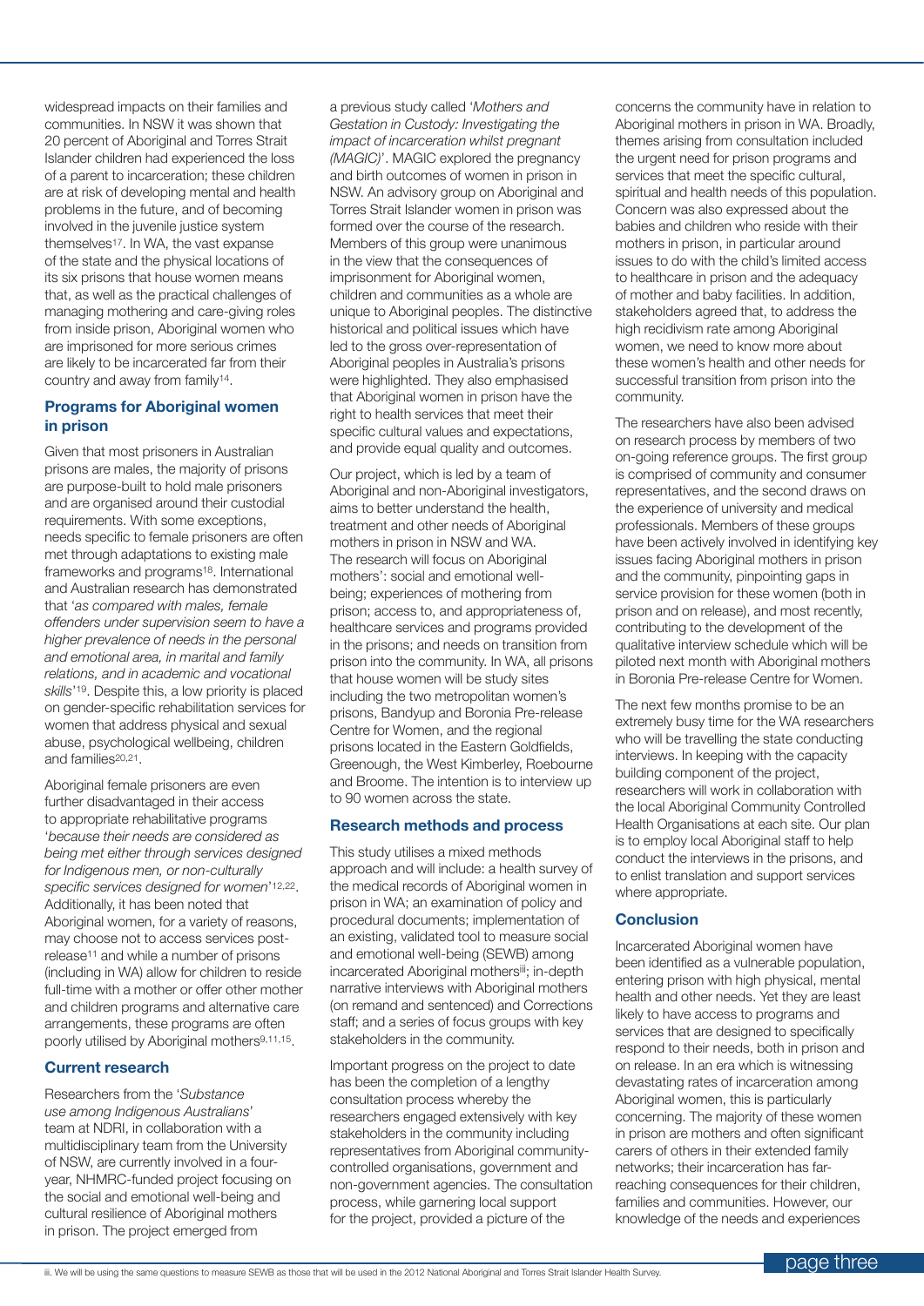widespread impacts on their families and communities. In NSW it was shown that 20 percent of Aboriginal and Torres Strait Islander children had experienced the loss of a parent to incarceration; these children are at risk of developing mental and health problems in the future, and of becoming involved in the juvenile justice system themselves[17]. In WA, the vast expanse of the state and the physical locations of its six prisons that house women means that, as well as the practical challenges of managing mothering and care-giving roles from inside prison, Aboriginal women who are imprisoned for more serious crimes are likely to be incarcerated far from their country and away from family[14].

### Programs for Aboriginal women in prison

Given that most prisoners in Australian prisons are males, the majority of prisons are purpose-built to hold male prisoners and are organised around their custodial requirements. With some exceptions, needs specific to female prisoners are often met through adaptations to existing male frameworks and programs[18]. International and Australian research has demonstrated that '*as compared with males, female offenders under supervision seem to have a higher prevalence of needs in the personal and emotional area, in marital and family relations, and in academic and vocational skills*'[19]. Despite this, a low priority is placed on gender-specific rehabilitation services for women that address physical and sexual abuse, psychological wellbeing, children and families[20,21].

Aboriginal female prisoners are even further disadvantaged in their access to appropriate rehabilitative programs '*because their needs are considered as being met either through services designed for Indigenous men, or non-culturally specific services designed for women*'[12,22]. Additionally, it has been noted that Aboriginal women, for a variety of reasons, may choose not to access services post-release[11] and while a number of prisons (including in WA) allow for children to reside full-time with a mother or offer other mother and children programs and alternative care arrangements, these programs are often poorly utilised by Aboriginal mothers[9,11,15].

### Current research

Researchers from the '*Substance use among Indigenous Australians*' team at NDRI, in collaboration with a multidisciplinary team from the University of NSW, are currently involved in a four-year, NHMRC-funded project focusing on the social and emotional well-being and cultural resilience of Aboriginal mothers in prison. The project emerged from a previous study called '*Mothers and Gestation in Custody: Investigating the impact of incarceration whilst pregnant (MAGIC)*'. MAGIC explored the pregnancy and birth outcomes of women in prison in NSW. An advisory group on Aboriginal and Torres Strait Islander women in prison was formed over the course of the research. Members of this group were unanimous in the view that the consequences of imprisonment for Aboriginal women, children and communities as a whole are unique to Aboriginal peoples. The distinctive historical and political issues which have led to the gross over-representation of Aboriginal peoples in Australia's prisons were highlighted. They also emphasised that Aboriginal women in prison have the right to health services that meet their specific cultural values and expectations, and provide equal quality and outcomes.

Our project, which is led by a team of Aboriginal and non-Aboriginal investigators, aims to better understand the health, treatment and other needs of Aboriginal mothers in prison in NSW and WA. The research will focus on Aboriginal mothers': social and emotional well-being; experiences of mothering from prison; access to, and appropriateness of, healthcare services and programs provided in the prisons; and needs on transition from prison into the community. In WA, all prisons that house women will be study sites including the two metropolitan women's prisons, Bandyup and Boronia Pre-release Centre for Women, and the regional prisons located in the Eastern Goldfields, Greenough, the West Kimberley, Roebourne and Broome. The intention is to interview up to 90 women across the state.

### Research methods and process

This study utilises a mixed methods approach and will include: a health survey of the medical records of Aboriginal women in prison in WA; an examination of policy and procedural documents; implementation of an existing, validated tool to measure social and emotional well-being (SEWB) among incarcerated Aboriginal mothers[iii]; in-depth narrative interviews with Aboriginal mothers (on remand and sentenced) and Corrections staff; and a series of focus groups with key stakeholders in the community.

Important progress on the project to date has been the completion of a lengthy consultation process whereby the researchers engaged extensively with key stakeholders in the community including representatives from Aboriginal community-controlled organisations, government and non-government agencies. The consultation process, while garnering local support for the project, provided a picture of the concerns the community have in relation to Aboriginal mothers in prison in WA. Broadly, themes arising from consultation included the urgent need for prison programs and services that meet the specific cultural, spiritual and health needs of this population. Concern was also expressed about the babies and children who reside with their mothers in prison, in particular around issues to do with the child's limited access to healthcare in prison and the adequacy of mother and baby facilities. In addition, stakeholders agreed that, to address the high recidivism rate among Aboriginal women, we need to know more about these women's health and other needs for successful transition from prison into the community.

The researchers have also been advised on research process by members of two on-going reference groups. The first group is comprised of community and consumer representatives, and the second draws on the experience of university and medical professionals. Members of these groups have been actively involved in identifying key issues facing Aboriginal mothers in prison and the community, pinpointing gaps in service provision for these women (both in prison and on release), and most recently, contributing to the development of the qualitative interview schedule which will be piloted next month with Aboriginal mothers in Boronia Pre-release Centre for Women.

The next few months promise to be an extremely busy time for the WA researchers who will be travelling the state conducting interviews. In keeping with the capacity building component of the project, researchers will work in collaboration with the local Aboriginal Community Controlled Health Organisations at each site. Our plan is to employ local Aboriginal staff to help conduct the interviews in the prisons, and to enlist translation and support services where appropriate.

### Conclusion

Incarcerated Aboriginal women have been identified as a vulnerable population, entering prison with high physical, mental health and other needs. Yet they are least likely to have access to programs and services that are designed to specifically respond to their needs, both in prison and on release. In an era which is witnessing devastating rates of incarceration among Aboriginal women, this is particularly concerning. The majority of these women in prison are mothers and often significant carers of others in their extended family networks; their incarceration has far-reaching consequences for their children, families and communities. However, our knowledge of the needs and experiences

iii. We will be using the same questions to measure SEWB as those that will be used in the 2012 National Aboriginal and Torres Strait Islander Health Survey.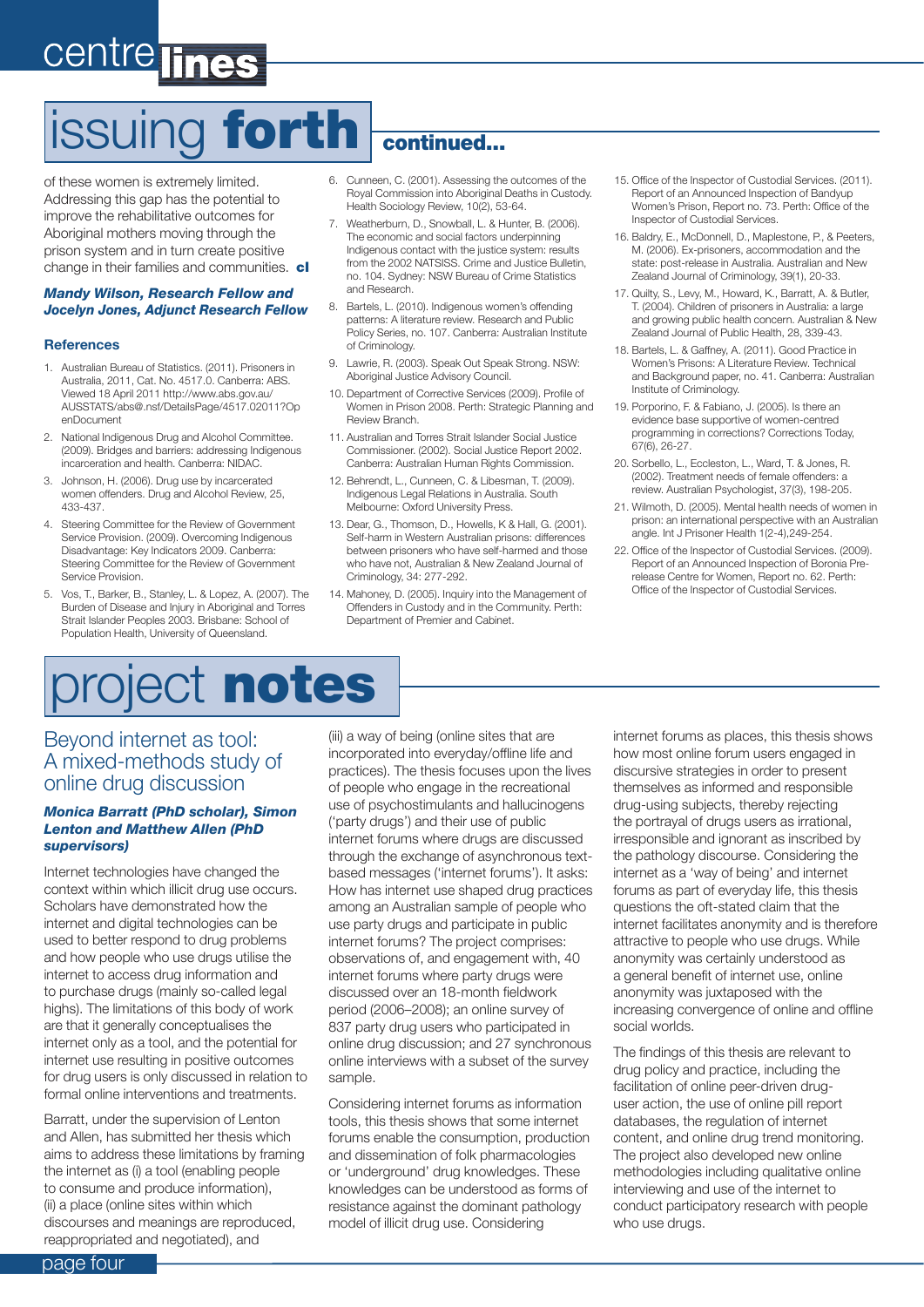# issuing **forth** continued...

of these women is extremely limited. Addressing this gap has the potential to improve the rehabilitative outcomes for Aboriginal mothers moving through the prison system and in turn create positive change in their families and communities. **cl**

***Mandy Wilson, Research Fellow and Jocelyn Jones, Adjunct Research Fellow***

### References

1. Australian Bureau of Statistics. (2011). Prisoners in Australia, 2011, Cat. No. 4517.0. Canberra: ABS. Viewed 18 April 2011 http://www.abs.gov.au/AUSSTATS/abs@.nsf/DetailsPage/4517.02011?OpenDocument
2. National Indigenous Drug and Alcohol Committee. (2009). Bridges and barriers: addressing Indigenous incarceration and health. Canberra: NIDAC.
3. Johnson, H. (2006). Drug use by incarcerated women offenders. Drug and Alcohol Review, 25, 433-437.
4. Steering Committee for the Review of Government Service Provision. (2009). Overcoming Indigenous Disadvantage: Key Indicators 2009. Canberra: Steering Committee for the Review of Government Service Provision.
5. Vos, T., Barker, B., Stanley, L. & Lopez, A. (2007). The Burden of Disease and Injury in Aboriginal and Torres Strait Islander Peoples 2003. Brisbane: School of Population Health, University of Queensland.
6. Cunneen, C. (2001). Assessing the outcomes of the Royal Commission into Aboriginal Deaths in Custody. Health Sociology Review, 10(2), 53-64.
7. Weatherburn, D., Snowball, L. & Hunter, B. (2006). The economic and social factors underpinning Indigenous contact with the justice system: results from the 2002 NATSISS. Crime and Justice Bulletin, no. 104. Sydney: NSW Bureau of Crime Statistics and Research.
8. Bartels, L. (2010). Indigenous women's offending patterns: A literature review. Research and Public Policy Series, no. 107. Canberra: Australian Institute of Criminology.
9. Lawrie, R. (2003). Speak Out Speak Strong. NSW: Aboriginal Justice Advisory Council.
10. Department of Corrective Services (2009). Profile of Women in Prison 2008. Perth: Strategic Planning and Review Branch.
11. Australian and Torres Strait Islander Social Justice Commissioner. (2002). Social Justice Report 2002. Canberra: Australian Human Rights Commission.
12. Behrendt, L., Cunneen, C. & Libesman, T. (2009). Indigenous Legal Relations in Australia. South Melbourne: Oxford University Press.
13. Dear, G., Thomson, D., Howells, K & Hall, G. (2001). Self-harm in Western Australian prisons: differences between prisoners who have self-harmed and those who have not, Australian & New Zealand Journal of Criminology, 34: 277-292.
14. Mahoney, D. (2005). Inquiry into the Management of Offenders in Custody and in the Community. Perth: Department of Premier and Cabinet.
15. Office of the Inspector of Custodial Services. (2011). Report of an Announced Inspection of Bandyup Women's Prison, Report no. 73. Perth: Office of the Inspector of Custodial Services.
16. Baldry, E., McDonnell, D., Maplestone, P., & Peeters, M. (2006). Ex-prisoners, accommodation and the state: post-release in Australia. Australian and New Zealand Journal of Criminology, 39(1), 20-33.
17. Quilty, S., Levy, M., Howard, K., Barratt, A. & Butler, T. (2004). Children of prisoners in Australia: a large and growing public health concern. Australian & New Zealand Journal of Public Health, 28, 339-43.
18. Bartels, L. & Gaffney, A. (2011). Good Practice in Women's Prisons: A Literature Review. Technical and Background paper, no. 41. Canberra: Australian Institute of Criminology.
19. Porporino, F. & Fabiano, J. (2005). Is there an evidence base supportive of women-centred programming in corrections? Corrections Today, 67(6), 26-27.
20. Sorbello, L., Eccleston, L., Ward, T. & Jones, R. (2002). Treatment needs of female offenders: a review. Australian Psychologist, 37(3), 198-205.
21. Wilmoth, D. (2005). Mental health needs of women in prison: an international perspective with an Australian angle. Int J Prisoner Health 1(2-4),249-254.
22. Office of the Inspector of Custodial Services. (2009). Report of an Announced Inspection of Boronia Pre-release Centre for Women, Report no. 62. Perth: Office of the Inspector of Custodial Services.

# project **notes**

## Beyond internet as tool: A mixed-methods study of online drug discussion

***Monica Barratt (PhD scholar), Simon Lenton and Matthew Allen (PhD supervisors)***

Internet technologies have changed the context within which illicit drug use occurs. Scholars have demonstrated how the internet and digital technologies can be used to better respond to drug problems and how people who use drugs utilise the internet to access drug information and to purchase drugs (mainly so-called legal highs). The limitations of this body of work are that it generally conceptualises the internet only as a tool, and the potential for internet use resulting in positive outcomes for drug users is only discussed in relation to formal online interventions and treatments.

Barratt, under the supervision of Lenton and Allen, has submitted her thesis which aims to address these limitations by framing the internet as (i) a tool (enabling people to consume and produce information), (ii) a place (online sites within which discourses and meanings are reproduced, reappropriated and negotiated), and (iii) a way of being (online sites that are incorporated into everyday/offline life and practices). The thesis focuses upon the lives of people who engage in the recreational use of psychostimulants and hallucinogens ('party drugs') and their use of public internet forums where drugs are discussed through the exchange of asynchronous text-based messages ('internet forums'). It asks: How has internet use shaped drug practices among an Australian sample of people who use party drugs and participate in public internet forums? The project comprises: observations of, and engagement with, 40 internet forums where party drugs were discussed over an 18-month fieldwork period (2006–2008); an online survey of 837 party drug users who participated in online drug discussion; and 27 synchronous online interviews with a subset of the survey sample.

Considering internet forums as information tools, this thesis shows that some internet forums enable the consumption, production and dissemination of folk pharmacologies or 'underground' drug knowledges. These knowledges can be understood as forms of resistance against the dominant pathology model of illicit drug use. Considering internet forums as places, this thesis shows how most online forum users engaged in discursive strategies in order to present themselves as informed and responsible drug-using subjects, thereby rejecting the portrayal of drugs users as irrational, irresponsible and ignorant as inscribed by the pathology discourse. Considering the internet as a 'way of being' and internet forums as part of everyday life, this thesis questions the oft-stated claim that the internet facilitates anonymity and is therefore attractive to people who use drugs. While anonymity was certainly understood as a general benefit of internet use, online anonymity was juxtaposed with the increasing convergence of online and offline social worlds.

The findings of this thesis are relevant to drug policy and practice, including the facilitation of online peer-driven drug-user action, the use of online pill report databases, the regulation of internet content, and online drug trend monitoring. The project also developed new online methodologies including qualitative online interviewing and use of the internet to conduct participatory research with people who use drugs.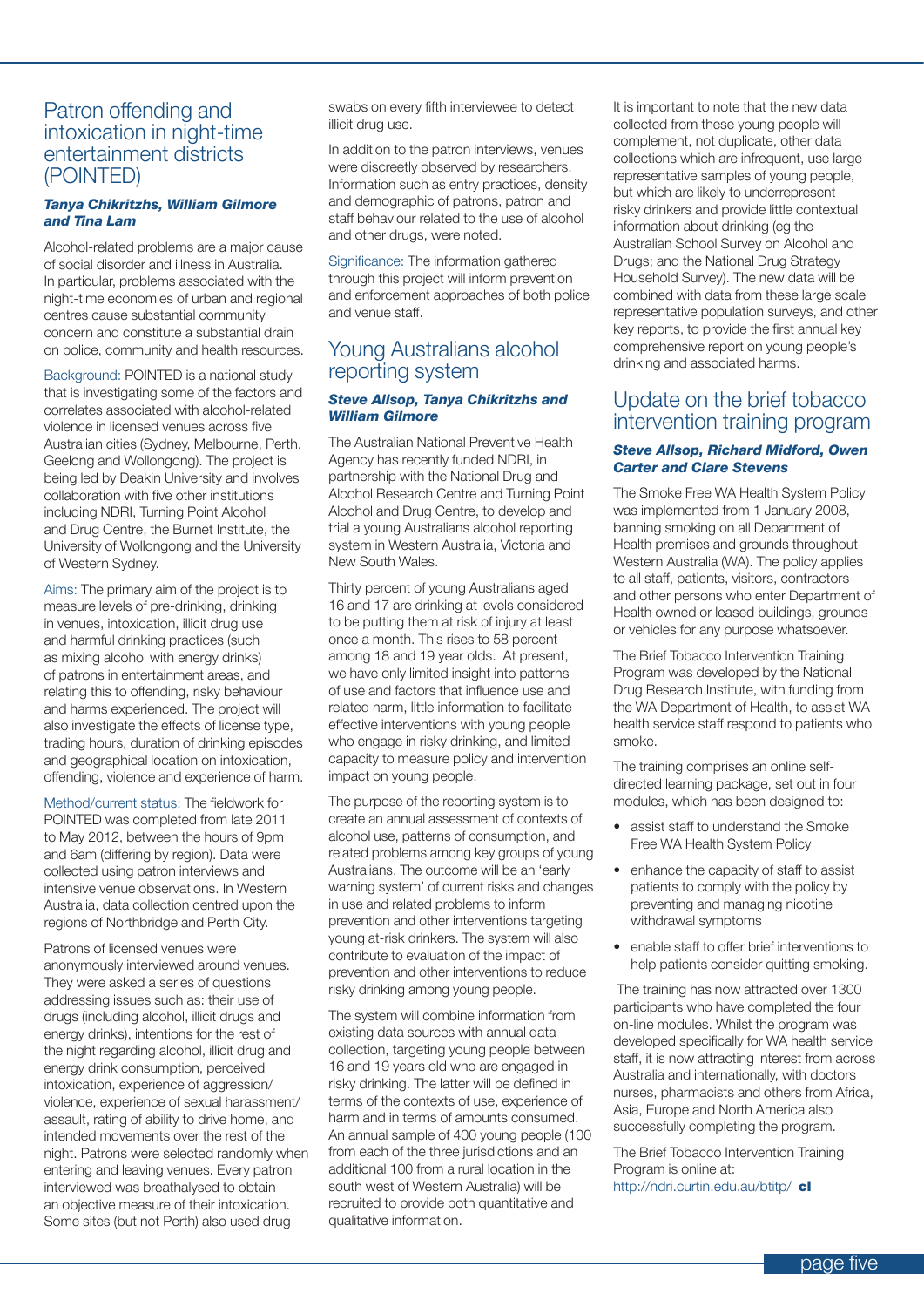## Patron offending and intoxication in night-time entertainment districts (POINTED)

***Tanya Chikritzhs, William Gilmore and Tina Lam***

Alcohol-related problems are a major cause of social disorder and illness in Australia. In particular, problems associated with the night-time economies of urban and regional centres cause substantial community concern and constitute a substantial drain on police, community and health resources.

Background: POINTED is a national study that is investigating some of the factors and correlates associated with alcohol-related violence in licensed venues across five Australian cities (Sydney, Melbourne, Perth, Geelong and Wollongong). The project is being led by Deakin University and involves collaboration with five other institutions including NDRI, Turning Point Alcohol and Drug Centre, the Burnet Institute, the University of Wollongong and the University of Western Sydney.

Aims: The primary aim of the project is to measure levels of pre-drinking, drinking in venues, intoxication, illicit drug use and harmful drinking practices (such as mixing alcohol with energy drinks) of patrons in entertainment areas, and relating this to offending, risky behaviour and harms experienced. The project will also investigate the effects of license type, trading hours, duration of drinking episodes and geographical location on intoxication, offending, violence and experience of harm.

Method/current status: The fieldwork for POINTED was completed from late 2011 to May 2012, between the hours of 9pm and 6am (differing by region). Data were collected using patron interviews and intensive venue observations. In Western Australia, data collection centred upon the regions of Northbridge and Perth City.

Patrons of licensed venues were anonymously interviewed around venues. They were asked a series of questions addressing issues such as: their use of drugs (including alcohol, illicit drugs and energy drinks), intentions for the rest of the night regarding alcohol, illicit drug and energy drink consumption, perceived intoxication, experience of aggression/violence, experience of sexual harassment/assault, rating of ability to drive home, and intended movements over the rest of the night. Patrons were selected randomly when entering and leaving venues. Every patron interviewed was breathalysed to obtain an objective measure of their intoxication. Some sites (but not Perth) also used drug swabs on every fifth interviewee to detect illicit drug use.

In addition to the patron interviews, venues were discreetly observed by researchers. Information such as entry practices, density and demographic of patrons, patron and staff behaviour related to the use of alcohol and other drugs, were noted.

Significance: The information gathered through this project will inform prevention and enforcement approaches of both police and venue staff.

## Young Australians alcohol reporting system

***Steve Allsop, Tanya Chikritzhs and William Gilmore***

The Australian National Preventive Health Agency has recently funded NDRI, in partnership with the National Drug and Alcohol Research Centre and Turning Point Alcohol and Drug Centre, to develop and trial a young Australians alcohol reporting system in Western Australia, Victoria and New South Wales.

Thirty percent of young Australians aged 16 and 17 are drinking at levels considered to be putting them at risk of injury at least once a month. This rises to 58 percent among 18 and 19 year olds. At present, we have only limited insight into patterns of use and factors that influence use and related harm, little information to facilitate effective interventions with young people who engage in risky drinking, and limited capacity to measure policy and intervention impact on young people.

The purpose of the reporting system is to create an annual assessment of contexts of alcohol use, patterns of consumption, and related problems among key groups of young Australians. The outcome will be an 'early warning system' of current risks and changes in use and related problems to inform prevention and other interventions targeting young at-risk drinkers. The system will also contribute to evaluation of the impact of prevention and other interventions to reduce risky drinking among young people.

The system will combine information from existing data sources with annual data collection, targeting young people between 16 and 19 years old who are engaged in risky drinking. The latter will be defined in terms of the contexts of use, experience of harm and in terms of amounts consumed. An annual sample of 400 young people (100 from each of the three jurisdictions and an additional 100 from a rural location in the south west of Western Australia) will be recruited to provide both quantitative and qualitative information.

It is important to note that the new data collected from these young people will complement, not duplicate, other data collections which are infrequent, use large representative samples of young people, but which are likely to underrepresent risky drinkers and provide little contextual information about drinking (eg the Australian School Survey on Alcohol and Drugs; and the National Drug Strategy Household Survey). The new data will be combined with data from these large scale representative population surveys, and other key reports, to provide the first annual key comprehensive report on young people's drinking and associated harms.

## Update on the brief tobacco intervention training program

***Steve Allsop, Richard Midford, Owen Carter and Clare Stevens***

The Smoke Free WA Health System Policy was implemented from 1 January 2008, banning smoking on all Department of Health premises and grounds throughout Western Australia (WA). The policy applies to all staff, patients, visitors, contractors and other persons who enter Department of Health owned or leased buildings, grounds or vehicles for any purpose whatsoever.

The Brief Tobacco Intervention Training Program was developed by the National Drug Research Institute, with funding from the WA Department of Health, to assist WA health service staff respond to patients who smoke.

The training comprises an online self-directed learning package, set out in four modules, which has been designed to:

- assist staff to understand the Smoke Free WA Health System Policy
- enhance the capacity of staff to assist patients to comply with the policy by preventing and managing nicotine withdrawal symptoms
- enable staff to offer brief interventions to help patients consider quitting smoking.

The training has now attracted over 1300 participants who have completed the four on-line modules. Whilst the program was developed specifically for WA health service staff, it is now attracting interest from across Australia and internationally, with doctors nurses, pharmacists and others from Africa, Asia, Europe and North America also successfully completing the program.

The Brief Tobacco Intervention Training Program is online at: http://ndri.curtin.edu.au/btitp/ **cl**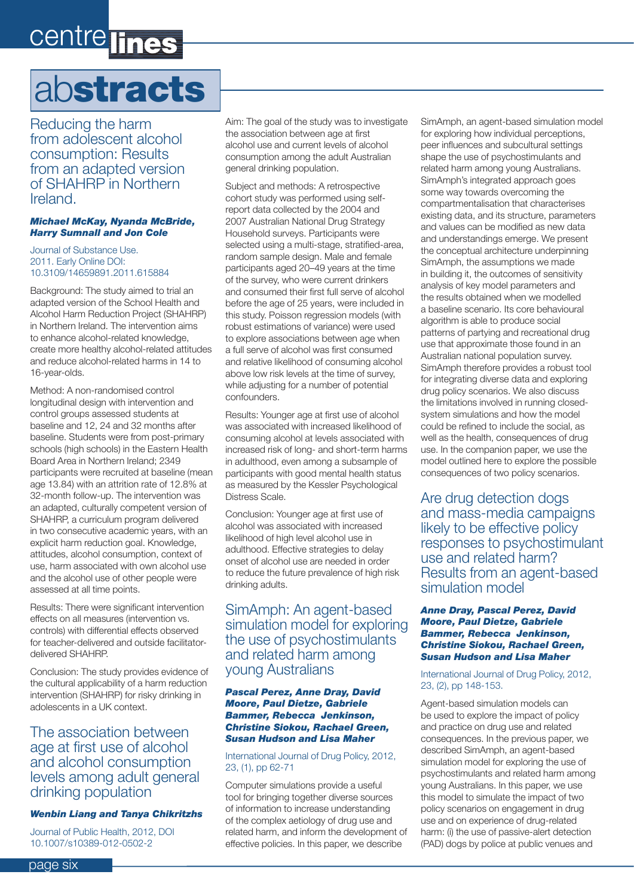# abstracts

## Reducing the harm from adolescent alcohol consumption: Results from an adapted version of SHAHRP in Northern Ireland.

***Michael McKay, Nyanda McBride, Harry Sumnall and Jon Cole***

Journal of Substance Use. 2011. Early Online DOI: 10.3109/14659891.2011.615884

Background: The study aimed to trial an adapted version of the School Health and Alcohol Harm Reduction Project (SHAHRP) in Northern Ireland. The intervention aims to enhance alcohol-related knowledge, create more healthy alcohol-related attitudes and reduce alcohol-related harms in 14 to 16-year-olds.

Method: A non-randomised control longitudinal design with intervention and control groups assessed students at baseline and 12, 24 and 32 months after baseline. Students were from post-primary schools (high schools) in the Eastern Health Board Area in Northern Ireland; 2349 participants were recruited at baseline (mean age 13.84) with an attrition rate of 12.8% at 32-month follow-up. The intervention was an adapted, culturally competent version of SHAHRP, a curriculum program delivered in two consecutive academic years, with an explicit harm reduction goal. Knowledge, attitudes, alcohol consumption, context of use, harm associated with own alcohol use and the alcohol use of other people were assessed at all time points.

Results: There were significant intervention effects on all measures (intervention vs. controls) with differential effects observed for teacher-delivered and outside facilitator-delivered SHAHRP.

Conclusion: The study provides evidence of the cultural applicability of a harm reduction intervention (SHAHRP) for risky drinking in adolescents in a UK context.

## The association between age at first use of alcohol and alcohol consumption levels among adult general drinking population

***Wenbin Liang and Tanya Chikritzhs***

Journal of Public Health, 2012, DOI 10.1007/s10389-012-0502-2

Aim: The goal of the study was to investigate the association between age at first alcohol use and current levels of alcohol consumption among the adult Australian general drinking population.

Subject and methods: A retrospective cohort study was performed using self-report data collected by the 2004 and 2007 Australian National Drug Strategy Household surveys. Participants were selected using a multi-stage, stratified-area, random sample design. Male and female participants aged 20–49 years at the time of the survey, who were current drinkers and consumed their first full serve of alcohol before the age of 25 years, were included in this study. Poisson regression models (with robust estimations of variance) were used to explore associations between age when a full serve of alcohol was first consumed and relative likelihood of consuming alcohol above low risk levels at the time of survey, while adjusting for a number of potential confounders.

Results: Younger age at first use of alcohol was associated with increased likelihood of consuming alcohol at levels associated with increased risk of long- and short-term harms in adulthood, even among a subsample of participants with good mental health status as measured by the Kessler Psychological Distress Scale.

Conclusion: Younger age at first use of alcohol was associated with increased likelihood of high level alcohol use in adulthood. Effective strategies to delay onset of alcohol use are needed in order to reduce the future prevalence of high risk drinking adults.

## SimAmph: An agent-based simulation model for exploring the use of psychostimulants and related harm among young Australians

***Pascal Perez, Anne Dray, David Moore, Paul Dietze, Gabriele Bammer, Rebecca Jenkinson, Christine Siokou, Rachael Green, Susan Hudson and Lisa Maher***

International Journal of Drug Policy, 2012, 23, (1), pp 62-71

Computer simulations provide a useful tool for bringing together diverse sources of information to increase understanding of the complex aetiology of drug use and related harm, and inform the development of effective policies. In this paper, we describe SimAmph, an agent-based simulation model for exploring how individual perceptions, peer influences and subcultural settings shape the use of psychostimulants and related harm among young Australians. SimAmph's integrated approach goes some way towards overcoming the compartmentalisation that characterises existing data, and its structure, parameters and values can be modified as new data and understandings emerge. We present the conceptual architecture underpinning SimAmph, the assumptions we made in building it, the outcomes of sensitivity analysis of key model parameters and the results obtained when we modelled a baseline scenario. Its core behavioural algorithm is able to produce social patterns of partying and recreational drug use that approximate those found in an Australian national population survey. SimAmph therefore provides a robust tool for integrating diverse data and exploring drug policy scenarios. We also discuss the limitations involved in running closed-system simulations and how the model could be refined to include the social, as well as the health, consequences of drug use. In the companion paper, we use the model outlined here to explore the possible consequences of two policy scenarios.

## Are drug detection dogs and mass-media campaigns likely to be effective policy responses to psychostimulant use and related harm? Results from an agent-based simulation model

***Anne Dray, Pascal Perez, David Moore, Paul Dietze, Gabriele Bammer, Rebecca Jenkinson, Christine Siokou, Rachael Green, Susan Hudson and Lisa Maher***

International Journal of Drug Policy, 2012, 23, (2), pp 148-153.

Agent-based simulation models can be used to explore the impact of policy and practice on drug use and related consequences. In the previous paper, we described SimAmph, an agent-based simulation model for exploring the use of psychostimulants and related harm among young Australians. In this paper, we use this model to simulate the impact of two policy scenarios on engagement in drug use and on experience of drug-related harm: (i) the use of passive-alert detection (PAD) dogs by police at public venues and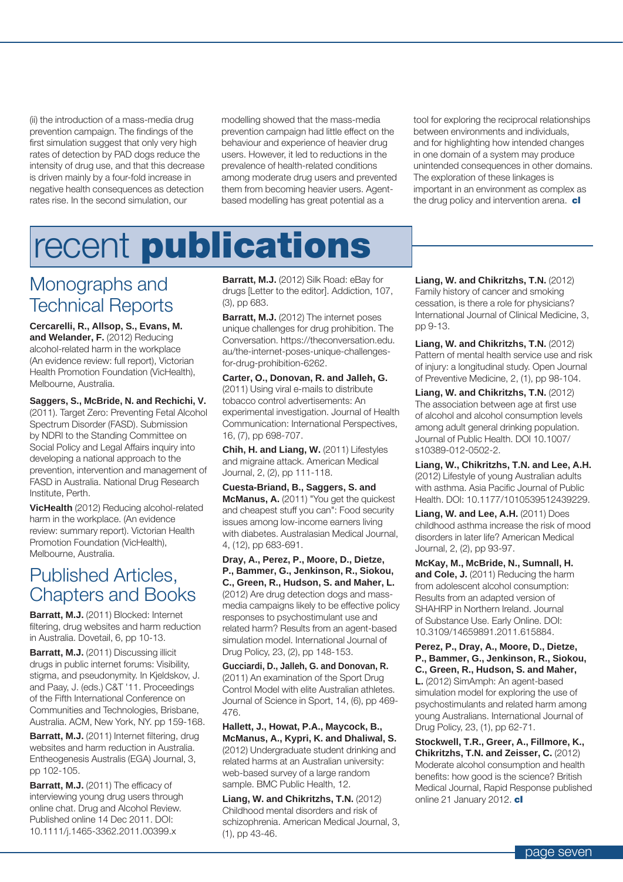(ii) the introduction of a mass-media drug prevention campaign. The findings of the first simulation suggest that only very high rates of detection by PAD dogs reduce the intensity of drug use, and that this decrease is driven mainly by a four-fold increase in negative health consequences as detection rates rise. In the second simulation, our modelling showed that the mass-media prevention campaign had little effect on the behaviour and experience of heavier drug users. However, it led to reductions in the prevalence of health-related conditions among moderate drug users and prevented them from becoming heavier users. Agent-based modelling has great potential as a tool for exploring the reciprocal relationships between environments and individuals, and for highlighting how intended changes in one domain of a system may produce unintended consequences in other domains. The exploration of these linkages is important in an environment as complex as the drug policy and intervention arena. **cl**

# recent **publications**

## Monographs and Technical Reports

**Cercarelli, R., Allsop, S., Evans, M. and Welander, F.** (2012) Reducing alcohol-related harm in the workplace (An evidence review: full report), Victorian Health Promotion Foundation (VicHealth), Melbourne, Australia.

**Saggers, S., McBride, N. and Rechichi, V.** (2011). Target Zero: Preventing Fetal Alcohol Spectrum Disorder (FASD). Submission by NDRI to the Standing Committee on Social Policy and Legal Affairs inquiry into developing a national approach to the prevention, intervention and management of FASD in Australia. National Drug Research Institute, Perth.

**VicHealth** (2012) Reducing alcohol-related harm in the workplace. (An evidence review: summary report). Victorian Health Promotion Foundation (VicHealth), Melbourne, Australia.

## Published Articles, Chapters and Books

**Barratt, M.J.** (2011) Blocked: Internet filtering, drug websites and harm reduction in Australia. Dovetail, 6, pp 10-13.

**Barratt, M.J.** (2011) Discussing illicit drugs in public internet forums: Visibility, stigma, and pseudonymity. In Kjeldskov, J. and Paay, J. (eds.) C&T '11. Proceedings of the Fifth International Conference on Communities and Technologies, Brisbane, Australia. ACM, New York, NY. pp 159-168.

**Barratt, M.J.** (2011) Internet filtering, drug websites and harm reduction in Australia. Entheogenesis Australis (EGA) Journal, 3, pp 102-105.

**Barratt, M.J.** (2011) The efficacy of interviewing young drug users through online chat. Drug and Alcohol Review. Published online 14 Dec 2011. DOI: 10.1111/j.1465-3362.2011.00399.x

**Barratt, M.J.** (2012) Silk Road: eBay for drugs [Letter to the editor]. Addiction, 107, (3), pp 683.

**Barratt, M.J.** (2012) The internet poses unique challenges for drug prohibition. The Conversation. https://theconversation.edu.au/the-internet-poses-unique-challenges-for-drug-prohibition-6262.

**Carter, O., Donovan, R. and Jalleh, G.** (2011) Using viral e-mails to distribute tobacco control advertisements: An experimental investigation. Journal of Health Communication: International Perspectives, 16, (7), pp 698-707.

**Chih, H. and Liang, W.** (2011) Lifestyles and migraine attack. American Medical Journal, 2, (2), pp 111-118.

**Cuesta-Briand, B., Saggers, S. and McManus, A.** (2011) "You get the quickest and cheapest stuff you can": Food security issues among low-income earners living with diabetes. Australasian Medical Journal, 4, (12), pp 683-691.

**Dray, A., Perez, P., Moore, D., Dietze, P., Bammer, G., Jenkinson, R., Siokou, C., Green, R., Hudson, S. and Maher, L.** (2012) Are drug detection dogs and mass-media campaigns likely to be effective policy responses to psychostimulant use and related harm? Results from an agent-based simulation model. International Journal of Drug Policy, 23, (2), pp 148-153.

**Gucciardi, D., Jalleh, G. and Donovan, R.** (2011) An examination of the Sport Drug Control Model with elite Australian athletes. Journal of Science in Sport, 14, (6), pp 469-476.

**Hallett, J., Howat, P.A., Maycock, B., McManus, A., Kypri, K. and Dhaliwal, S.** (2012) Undergraduate student drinking and related harms at an Australian university: web-based survey of a large random sample. BMC Public Health, 12.

**Liang, W. and Chikritzhs, T.N.** (2012) Childhood mental disorders and risk of schizophrenia. American Medical Journal, 3, (1), pp 43-46.

**Liang, W. and Chikritzhs, T.N.** (2012) Family history of cancer and smoking cessation, is there a role for physicians? International Journal of Clinical Medicine, 3, pp 9-13.

**Liang, W. and Chikritzhs, T.N.** (2012) Pattern of mental health service use and risk of injury: a longitudinal study. Open Journal of Preventive Medicine, 2, (1), pp 98-104.

**Liang, W. and Chikritzhs, T.N.** (2012) The association between age at first use of alcohol and alcohol consumption levels among adult general drinking population. Journal of Public Health. DOI 10.1007/s10389-012-0502-2.

**Liang, W., Chikritzhs, T.N. and Lee, A.H.** (2012) Lifestyle of young Australian adults with asthma. Asia Pacific Journal of Public Health. DOI: 10.1177/1010539512439229.

**Liang, W. and Lee, A.H.** (2011) Does childhood asthma increase the risk of mood disorders in later life? American Medical Journal, 2, (2), pp 93-97.

**McKay, M., McBride, N., Sumnall, H. and Cole, J.** (2011) Reducing the harm from adolescent alcohol consumption: Results from an adapted version of SHAHRP in Northern Ireland. Journal of Substance Use. Early Online. DOI: 10.3109/14659891.2011.615884.

**Perez, P., Dray, A., Moore, D., Dietze, P., Bammer, G., Jenkinson, R., Siokou, C., Green, R., Hudson, S. and Maher, L.** (2012) SimAmph: An agent-based simulation model for exploring the use of psychostimulants and related harm among young Australians. International Journal of Drug Policy, 23, (1), pp 62-71.

**Stockwell, T.R., Greer, A., Fillmore, K., Chikritzhs, T.N. and Zeisser, C.** (2012) Moderate alcohol consumption and health benefits: how good is the science? British Medical Journal, Rapid Response published online 21 January 2012. **cl**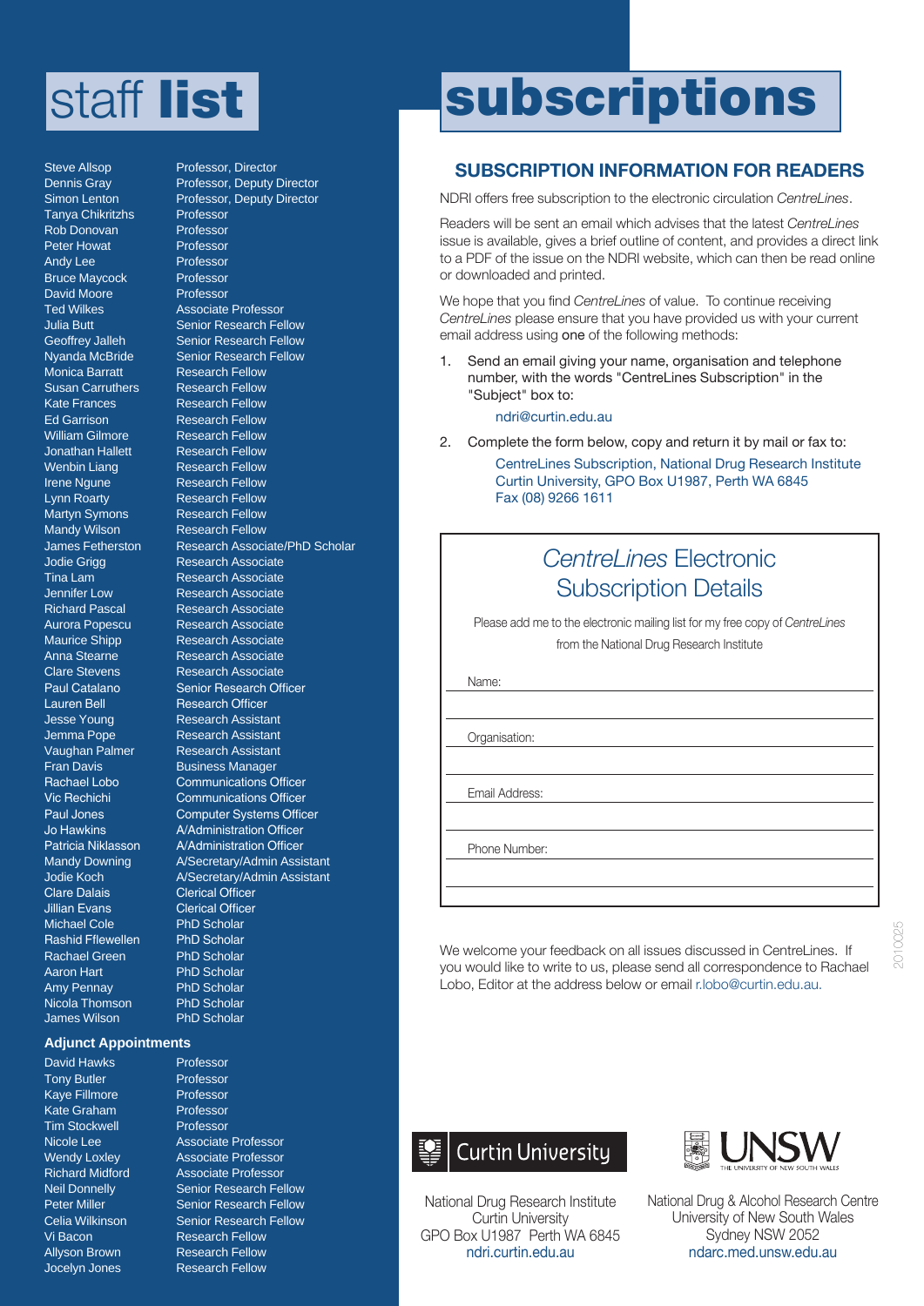# staff list

| | |
|---|---|
| Steve Allsop | Professor, Director |
| Dennis Gray | Professor, Deputy Director |
| Simon Lenton | Professor, Deputy Director |
| Tanya Chikritzhs | Professor |
| Rob Donovan | Professor |
| Peter Howat | Professor |
| Andy Lee | Professor |
| Bruce Maycock | Professor |
| David Moore | Professor |
| Ted Wilkes | Associate Professor |
| Julia Butt | Senior Research Fellow |
| Geoffrey Jalleh | Senior Research Fellow |
| Nyanda McBride | Senior Research Fellow |
| Monica Barratt | Research Fellow |
| Susan Carruthers | Research Fellow |
| Kate Frances | Research Fellow |
| Ed Garrison | Research Fellow |
| William Gilmore | Research Fellow |
| Jonathan Hallett | Research Fellow |
| Wenbin Liang | Research Fellow |
| Irene Ngune | Research Fellow |
| Lynn Roarty | Research Fellow |
| Martyn Symons | Research Fellow |
| Mandy Wilson | Research Fellow |
| James Fetherston | Research Associate/PhD Scholar |
| Jodie Grigg | Research Associate |
| Tina Lam | Research Associate |
| Jennifer Low | Research Associate |
| Richard Pascal | Research Associate |
| Aurora Popescu | Research Associate |
| Maurice Shipp | Research Associate |
| Anna Stearne | Research Associate |
| Clare Stevens | Research Associate |
| Paul Catalano | Senior Research Officer |
| Lauren Bell | Research Officer |
| Jesse Young | Research Assistant |
| Jemma Pope | Research Assistant |
| Vaughan Palmer | Research Assistant |
| Fran Davis | Business Manager |
| Rachael Lobo | Communications Officer |
| Vic Rechichi | Communications Officer |
| Paul Jones | Computer Systems Officer |
| Jo Hawkins | A/Administration Officer |
| Patricia Niklasson | A/Administration Officer |
| Mandy Downing | A/Secretary/Admin Assistant |
| Jodie Koch | A/Secretary/Admin Assistant |
| Clare Dalais | Clerical Officer |
| Jillian Evans | Clerical Officer |
| Michael Cole | PhD Scholar |
| Rashid Fflewellen | PhD Scholar |
| Rachael Green | PhD Scholar |
| Aaron Hart | PhD Scholar |
| Amy Pennay | PhD Scholar |
| Nicola Thomson | PhD Scholar |
| James Wilson | PhD Scholar |

### Adjunct Appointments

| | |
|---|---|
| David Hawks | Professor |
| Tony Butler | Professor |
| Kaye Fillmore | Professor |
| Kate Graham | Professor |
| Tim Stockwell | Professor |
| Nicole Lee | Associate Professor |
| Wendy Loxley | Associate Professor |
| Richard Midford | Associate Professor |
| Neil Donnelly | Senior Research Fellow |
| Peter Miller | Senior Research Fellow |
| Celia Wilkinson | Senior Research Fellow |
| Vi Bacon | Research Fellow |
| Allyson Brown | Research Fellow |
| Jocelyn Jones | Research Fellow |

# subscriptions

## SUBSCRIPTION INFORMATION FOR READERS

NDRI offers free subscription to the electronic circulation *CentreLines*.

Readers will be sent an email which advises that the latest *CentreLines* issue is available, gives a brief outline of content, and provides a direct link to a PDF of the issue on the NDRI website, which can then be read online or downloaded and printed.

We hope that you find *CentreLines* of value. To continue receiving *CentreLines* please ensure that you have provided us with your current email address using one of the following methods:

1. Send an email giving your name, organisation and telephone number, with the words "CentreLines Subscription" in the "Subject" box to:

   ndri@curtin.edu.au

2. Complete the form below, copy and return it by mail or fax to:

   CentreLines Subscription, National Drug Research Institute
   Curtin University, GPO Box U1987, Perth WA 6845
   Fax (08) 9266 1611

### *CentreLines* Electronic Subscription Details

Please add me to the electronic mailing list for my free copy of *CentreLines* from the National Drug Research Institute

Name:

Organisation:

Email Address:

Phone Number:

We welcome your feedback on all issues discussed in CentreLines. If you would like to write to us, please send all correspondence to Rachael Lobo, Editor at the address below or email r.lobo@curtin.edu.au.

2010025

Curtin University

National Drug Research Institute
Curtin University
GPO Box U1987 Perth WA 6845
ndri.curtin.edu.au

UNSW
THE UNIVERSITY OF NEW SOUTH WALES

National Drug & Alcohol Research Centre
University of New South Wales
Sydney NSW 2052
ndarc.med.unsw.edu.au